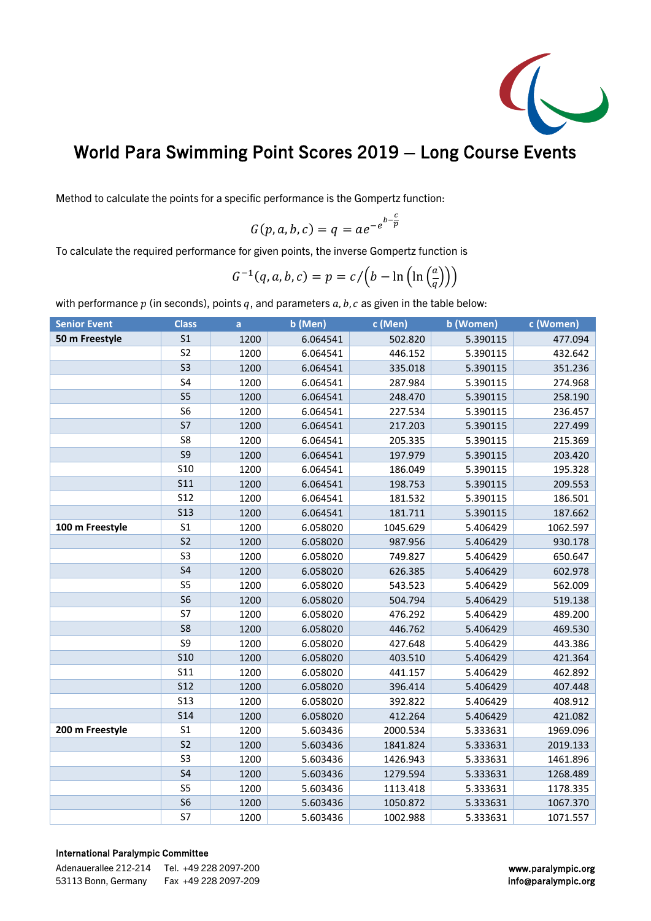# World Para Swimming Point Scores 2019 – Long Course Events

Method to calculate the points for a specific performance is the Gompertz function:

$$G(p, a, b, c) = q = ae^{-e^{b-\frac{c}{p}}}$$

To calculate the required performance for given points, the inverse Gompertz function is

$$G^{-1}(q, a, b, c) = p = c/\left(b - \ln\left(\ln\left(\frac{a}{q}\right)\right)\right)$$

with performance $p$ (in seconds), points $q$, and parameters $a, b, c$ as given in the table below:

| Senior Event | Class | a | b (Men) | c (Men) | b (Women) | c (Women) |
|---|---|---|---|---|---|---|
| **50 m Freestyle** | S1 | 1200 | 6.064541 | 502.820 | 5.390115 | 477.094 |
| | S2 | 1200 | 6.064541 | 446.152 | 5.390115 | 432.642 |
| | S3 | 1200 | 6.064541 | 335.018 | 5.390115 | 351.236 |
| | S4 | 1200 | 6.064541 | 287.984 | 5.390115 | 274.968 |
| | S5 | 1200 | 6.064541 | 248.470 | 5.390115 | 258.190 |
| | S6 | 1200 | 6.064541 | 227.534 | 5.390115 | 236.457 |
| | S7 | 1200 | 6.064541 | 217.203 | 5.390115 | 227.499 |
| | S8 | 1200 | 6.064541 | 205.335 | 5.390115 | 215.369 |
| | S9 | 1200 | 6.064541 | 197.979 | 5.390115 | 203.420 |
| | S10 | 1200 | 6.064541 | 186.049 | 5.390115 | 195.328 |
| | S11 | 1200 | 6.064541 | 198.753 | 5.390115 | 209.553 |
| | S12 | 1200 | 6.064541 | 181.532 | 5.390115 | 186.501 |
| | S13 | 1200 | 6.064541 | 181.711 | 5.390115 | 187.662 |
| **100 m Freestyle** | S1 | 1200 | 6.058020 | 1045.629 | 5.406429 | 1062.597 |
| | S2 | 1200 | 6.058020 | 987.956 | 5.406429 | 930.178 |
| | S3 | 1200 | 6.058020 | 749.827 | 5.406429 | 650.647 |
| | S4 | 1200 | 6.058020 | 626.385 | 5.406429 | 602.978 |
| | S5 | 1200 | 6.058020 | 543.523 | 5.406429 | 562.009 |
| | S6 | 1200 | 6.058020 | 504.794 | 5.406429 | 519.138 |
| | S7 | 1200 | 6.058020 | 476.292 | 5.406429 | 489.200 |
| | S8 | 1200 | 6.058020 | 446.762 | 5.406429 | 469.530 |
| | S9 | 1200 | 6.058020 | 427.648 | 5.406429 | 443.386 |
| | S10 | 1200 | 6.058020 | 403.510 | 5.406429 | 421.364 |
| | S11 | 1200 | 6.058020 | 441.157 | 5.406429 | 462.892 |
| | S12 | 1200 | 6.058020 | 396.414 | 5.406429 | 407.448 |
| | S13 | 1200 | 6.058020 | 392.822 | 5.406429 | 408.912 |
| | S14 | 1200 | 6.058020 | 412.264 | 5.406429 | 421.082 |
| **200 m Freestyle** | S1 | 1200 | 5.603436 | 2000.534 | 5.333631 | 1969.096 |
| | S2 | 1200 | 5.603436 | 1841.824 | 5.333631 | 2019.133 |
| | S3 | 1200 | 5.603436 | 1426.943 | 5.333631 | 1461.896 |
| | S4 | 1200 | 5.603436 | 1279.594 | 5.333631 | 1268.489 |
| | S5 | 1200 | 5.603436 | 1113.418 | 5.333631 | 1178.335 |
| | S6 | 1200 | 5.603436 | 1050.872 | 5.333631 | 1067.370 |
| | S7 | 1200 | 5.603436 | 1002.988 | 5.333631 | 1071.557 |

International Paralympic Committee
Adenauerallee 212-214 53113 Bonn, Germany
Tel. +49 228 2097-200
Fax +49 228 2097-209
www.paralympic.org
info@paralympic.org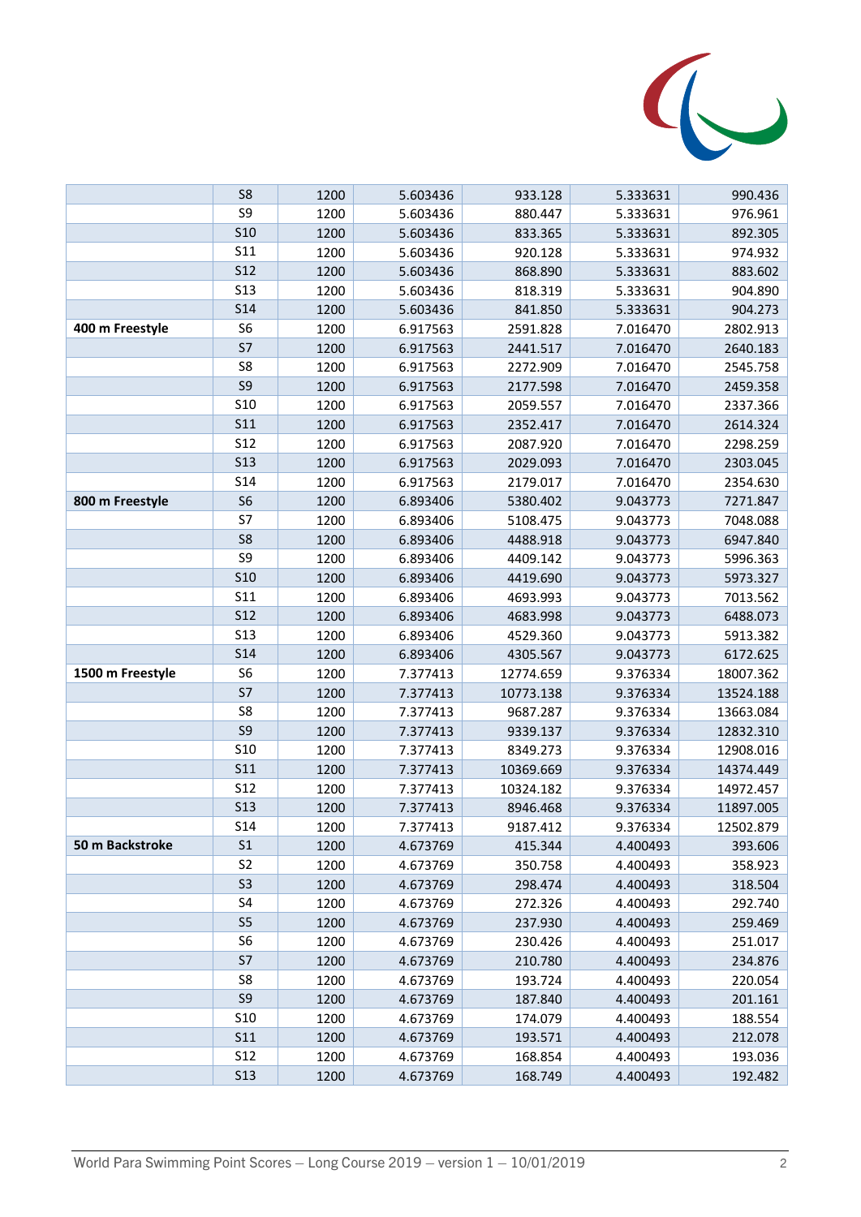| | | | | | | |
|---|---|---|---|---|---|---|
| | S8 | 1200 | 5.603436 | 933.128 | 5.333631 | 990.436 |
| | S9 | 1200 | 5.603436 | 880.447 | 5.333631 | 976.961 |
| | S10 | 1200 | 5.603436 | 833.365 | 5.333631 | 892.305 |
| | S11 | 1200 | 5.603436 | 920.128 | 5.333631 | 974.932 |
| | S12 | 1200 | 5.603436 | 868.890 | 5.333631 | 883.602 |
| | S13 | 1200 | 5.603436 | 818.319 | 5.333631 | 904.890 |
| | S14 | 1200 | 5.603436 | 841.850 | 5.333631 | 904.273 |
| **400 m Freestyle** | S6 | 1200 | 6.917563 | 2591.828 | 7.016470 | 2802.913 |
| | S7 | 1200 | 6.917563 | 2441.517 | 7.016470 | 2640.183 |
| | S8 | 1200 | 6.917563 | 2272.909 | 7.016470 | 2545.758 |
| | S9 | 1200 | 6.917563 | 2177.598 | 7.016470 | 2459.358 |
| | S10 | 1200 | 6.917563 | 2059.557 | 7.016470 | 2337.366 |
| | S11 | 1200 | 6.917563 | 2352.417 | 7.016470 | 2614.324 |
| | S12 | 1200 | 6.917563 | 2087.920 | 7.016470 | 2298.259 |
| | S13 | 1200 | 6.917563 | 2029.093 | 7.016470 | 2303.045 |
| | S14 | 1200 | 6.917563 | 2179.017 | 7.016470 | 2354.630 |
| **800 m Freestyle** | S6 | 1200 | 6.893406 | 5380.402 | 9.043773 | 7271.847 |
| | S7 | 1200 | 6.893406 | 5108.475 | 9.043773 | 7048.088 |
| | S8 | 1200 | 6.893406 | 4488.918 | 9.043773 | 6947.840 |
| | S9 | 1200 | 6.893406 | 4409.142 | 9.043773 | 5996.363 |
| | S10 | 1200 | 6.893406 | 4419.690 | 9.043773 | 5973.327 |
| | S11 | 1200 | 6.893406 | 4693.993 | 9.043773 | 7013.562 |
| | S12 | 1200 | 6.893406 | 4683.998 | 9.043773 | 6488.073 |
| | S13 | 1200 | 6.893406 | 4529.360 | 9.043773 | 5913.382 |
| | S14 | 1200 | 6.893406 | 4305.567 | 9.043773 | 6172.625 |
| **1500 m Freestyle** | S6 | 1200 | 7.377413 | 12774.659 | 9.376334 | 18007.362 |
| | S7 | 1200 | 7.377413 | 10773.138 | 9.376334 | 13524.188 |
| | S8 | 1200 | 7.377413 | 9687.287 | 9.376334 | 13663.084 |
| | S9 | 1200 | 7.377413 | 9339.137 | 9.376334 | 12832.310 |
| | S10 | 1200 | 7.377413 | 8349.273 | 9.376334 | 12908.016 |
| | S11 | 1200 | 7.377413 | 10369.669 | 9.376334 | 14374.449 |
| | S12 | 1200 | 7.377413 | 10324.182 | 9.376334 | 14972.457 |
| | S13 | 1200 | 7.377413 | 8946.468 | 9.376334 | 11897.005 |
| | S14 | 1200 | 7.377413 | 9187.412 | 9.376334 | 12502.879 |
| **50 m Backstroke** | S1 | 1200 | 4.673769 | 415.344 | 4.400493 | 393.606 |
| | S2 | 1200 | 4.673769 | 350.758 | 4.400493 | 358.923 |
| | S3 | 1200 | 4.673769 | 298.474 | 4.400493 | 318.504 |
| | S4 | 1200 | 4.673769 | 272.326 | 4.400493 | 292.740 |
| | S5 | 1200 | 4.673769 | 237.930 | 4.400493 | 259.469 |
| | S6 | 1200 | 4.673769 | 230.426 | 4.400493 | 251.017 |
| | S7 | 1200 | 4.673769 | 210.780 | 4.400493 | 234.876 |
| | S8 | 1200 | 4.673769 | 193.724 | 4.400493 | 220.054 |
| | S9 | 1200 | 4.673769 | 187.840 | 4.400493 | 201.161 |
| | S10 | 1200 | 4.673769 | 174.079 | 4.400493 | 188.554 |
| | S11 | 1200 | 4.673769 | 193.571 | 4.400493 | 212.078 |
| | S12 | 1200 | 4.673769 | 168.854 | 4.400493 | 193.036 |
| | S13 | 1200 | 4.673769 | 168.749 | 4.400493 | 192.482 |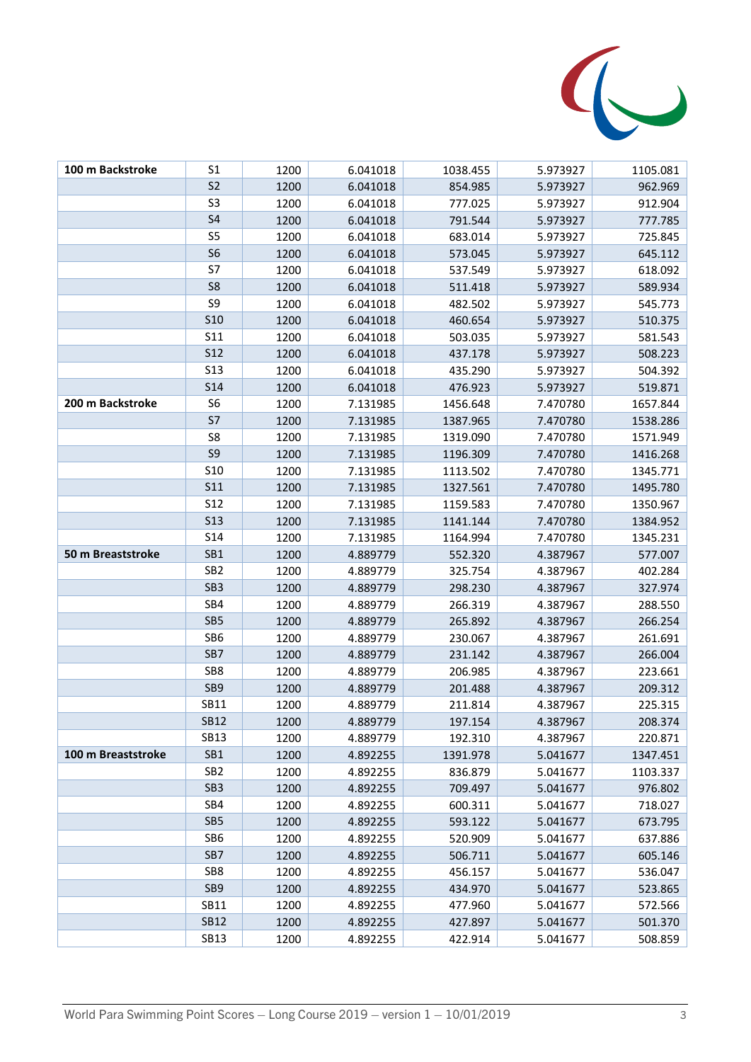| | | | | | | |
|---|---|---|---|---|---|---|
| **100 m Backstroke** | S1 | 1200 | 6.041018 | 1038.455 | 5.973927 | 1105.081 |
| | S2 | 1200 | 6.041018 | 854.985 | 5.973927 | 962.969 |
| | S3 | 1200 | 6.041018 | 777.025 | 5.973927 | 912.904 |
| | S4 | 1200 | 6.041018 | 791.544 | 5.973927 | 777.785 |
| | S5 | 1200 | 6.041018 | 683.014 | 5.973927 | 725.845 |
| | S6 | 1200 | 6.041018 | 573.045 | 5.973927 | 645.112 |
| | S7 | 1200 | 6.041018 | 537.549 | 5.973927 | 618.092 |
| | S8 | 1200 | 6.041018 | 511.418 | 5.973927 | 589.934 |
| | S9 | 1200 | 6.041018 | 482.502 | 5.973927 | 545.773 |
| | S10 | 1200 | 6.041018 | 460.654 | 5.973927 | 510.375 |
| | S11 | 1200 | 6.041018 | 503.035 | 5.973927 | 581.543 |
| | S12 | 1200 | 6.041018 | 437.178 | 5.973927 | 508.223 |
| | S13 | 1200 | 6.041018 | 435.290 | 5.973927 | 504.392 |
| | S14 | 1200 | 6.041018 | 476.923 | 5.973927 | 519.871 |
| **200 m Backstroke** | S6 | 1200 | 7.131985 | 1456.648 | 7.470780 | 1657.844 |
| | S7 | 1200 | 7.131985 | 1387.965 | 7.470780 | 1538.286 |
| | S8 | 1200 | 7.131985 | 1319.090 | 7.470780 | 1571.949 |
| | S9 | 1200 | 7.131985 | 1196.309 | 7.470780 | 1416.268 |
| | S10 | 1200 | 7.131985 | 1113.502 | 7.470780 | 1345.771 |
| | S11 | 1200 | 7.131985 | 1327.561 | 7.470780 | 1495.780 |
| | S12 | 1200 | 7.131985 | 1159.583 | 7.470780 | 1350.967 |
| | S13 | 1200 | 7.131985 | 1141.144 | 7.470780 | 1384.952 |
| | S14 | 1200 | 7.131985 | 1164.994 | 7.470780 | 1345.231 |
| **50 m Breaststroke** | SB1 | 1200 | 4.889779 | 552.320 | 4.387967 | 577.007 |
| | SB2 | 1200 | 4.889779 | 325.754 | 4.387967 | 402.284 |
| | SB3 | 1200 | 4.889779 | 298.230 | 4.387967 | 327.974 |
| | SB4 | 1200 | 4.889779 | 266.319 | 4.387967 | 288.550 |
| | SB5 | 1200 | 4.889779 | 265.892 | 4.387967 | 266.254 |
| | SB6 | 1200 | 4.889779 | 230.067 | 4.387967 | 261.691 |
| | SB7 | 1200 | 4.889779 | 231.142 | 4.387967 | 266.004 |
| | SB8 | 1200 | 4.889779 | 206.985 | 4.387967 | 223.661 |
| | SB9 | 1200 | 4.889779 | 201.488 | 4.387967 | 209.312 |
| | SB11 | 1200 | 4.889779 | 211.814 | 4.387967 | 225.315 |
| | SB12 | 1200 | 4.889779 | 197.154 | 4.387967 | 208.374 |
| | SB13 | 1200 | 4.889779 | 192.310 | 4.387967 | 220.871 |
| **100 m Breaststroke** | SB1 | 1200 | 4.892255 | 1391.978 | 5.041677 | 1347.451 |
| | SB2 | 1200 | 4.892255 | 836.879 | 5.041677 | 1103.337 |
| | SB3 | 1200 | 4.892255 | 709.497 | 5.041677 | 976.802 |
| | SB4 | 1200 | 4.892255 | 600.311 | 5.041677 | 718.027 |
| | SB5 | 1200 | 4.892255 | 593.122 | 5.041677 | 673.795 |
| | SB6 | 1200 | 4.892255 | 520.909 | 5.041677 | 637.886 |
| | SB7 | 1200 | 4.892255 | 506.711 | 5.041677 | 605.146 |
| | SB8 | 1200 | 4.892255 | 456.157 | 5.041677 | 536.047 |
| | SB9 | 1200 | 4.892255 | 434.970 | 5.041677 | 523.865 |
| | SB11 | 1200 | 4.892255 | 477.960 | 5.041677 | 572.566 |
| | SB12 | 1200 | 4.892255 | 427.897 | 5.041677 | 501.370 |
| | SB13 | 1200 | 4.892255 | 422.914 | 5.041677 | 508.859 |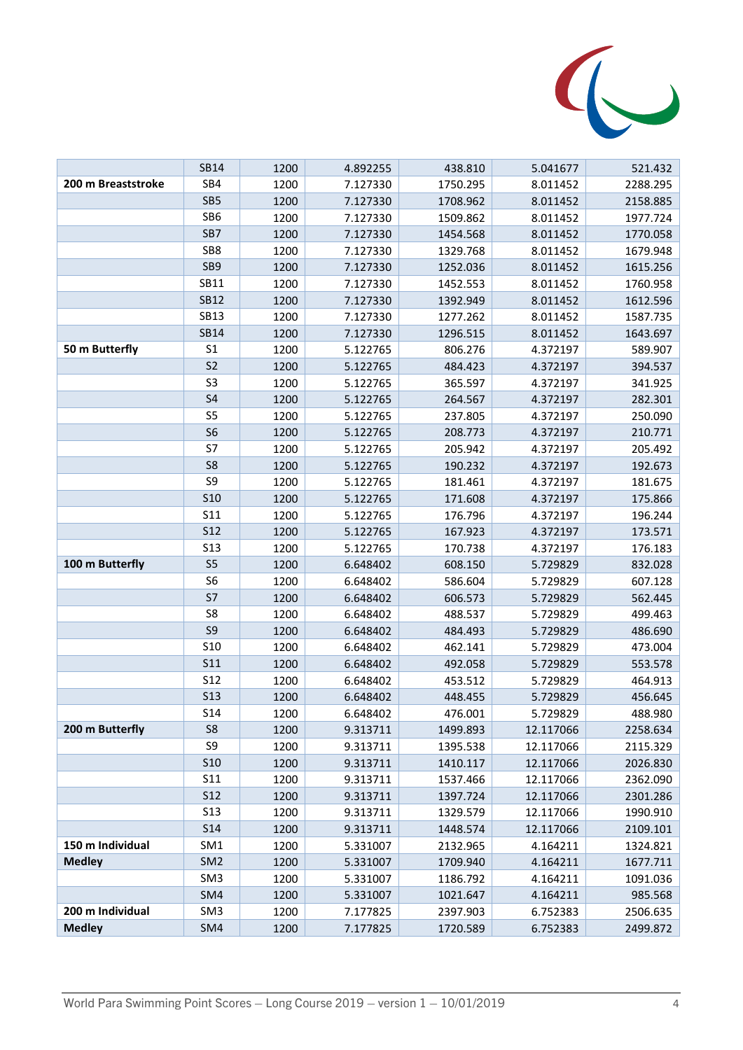| | | | | | | |
|---|---|---|---|---|---|---|
| | SB14 | 1200 | 4.892255 | 438.810 | 5.041677 | 521.432 |
| **200 m Breaststroke** | SB4 | 1200 | 7.127330 | 1750.295 | 8.011452 | 2288.295 |
| | SB5 | 1200 | 7.127330 | 1708.962 | 8.011452 | 2158.885 |
| | SB6 | 1200 | 7.127330 | 1509.862 | 8.011452 | 1977.724 |
| | SB7 | 1200 | 7.127330 | 1454.568 | 8.011452 | 1770.058 |
| | SB8 | 1200 | 7.127330 | 1329.768 | 8.011452 | 1679.948 |
| | SB9 | 1200 | 7.127330 | 1252.036 | 8.011452 | 1615.256 |
| | SB11 | 1200 | 7.127330 | 1452.553 | 8.011452 | 1760.958 |
| | SB12 | 1200 | 7.127330 | 1392.949 | 8.011452 | 1612.596 |
| | SB13 | 1200 | 7.127330 | 1277.262 | 8.011452 | 1587.735 |
| | SB14 | 1200 | 7.127330 | 1296.515 | 8.011452 | 1643.697 |
| **50 m Butterfly** | S1 | 1200 | 5.122765 | 806.276 | 4.372197 | 589.907 |
| | S2 | 1200 | 5.122765 | 484.423 | 4.372197 | 394.537 |
| | S3 | 1200 | 5.122765 | 365.597 | 4.372197 | 341.925 |
| | S4 | 1200 | 5.122765 | 264.567 | 4.372197 | 282.301 |
| | S5 | 1200 | 5.122765 | 237.805 | 4.372197 | 250.090 |
| | S6 | 1200 | 5.122765 | 208.773 | 4.372197 | 210.771 |
| | S7 | 1200 | 5.122765 | 205.942 | 4.372197 | 205.492 |
| | S8 | 1200 | 5.122765 | 190.232 | 4.372197 | 192.673 |
| | S9 | 1200 | 5.122765 | 181.461 | 4.372197 | 181.675 |
| | S10 | 1200 | 5.122765 | 171.608 | 4.372197 | 175.866 |
| | S11 | 1200 | 5.122765 | 176.796 | 4.372197 | 196.244 |
| | S12 | 1200 | 5.122765 | 167.923 | 4.372197 | 173.571 |
| | S13 | 1200 | 5.122765 | 170.738 | 4.372197 | 176.183 |
| **100 m Butterfly** | S5 | 1200 | 6.648402 | 608.150 | 5.729829 | 832.028 |
| | S6 | 1200 | 6.648402 | 586.604 | 5.729829 | 607.128 |
| | S7 | 1200 | 6.648402 | 606.573 | 5.729829 | 562.445 |
| | S8 | 1200 | 6.648402 | 488.537 | 5.729829 | 499.463 |
| | S9 | 1200 | 6.648402 | 484.493 | 5.729829 | 486.690 |
| | S10 | 1200 | 6.648402 | 462.141 | 5.729829 | 473.004 |
| | S11 | 1200 | 6.648402 | 492.058 | 5.729829 | 553.578 |
| | S12 | 1200 | 6.648402 | 453.512 | 5.729829 | 464.913 |
| | S13 | 1200 | 6.648402 | 448.455 | 5.729829 | 456.645 |
| | S14 | 1200 | 6.648402 | 476.001 | 5.729829 | 488.980 |
| **200 m Butterfly** | S8 | 1200 | 9.313711 | 1499.893 | 12.117066 | 2258.634 |
| | S9 | 1200 | 9.313711 | 1395.538 | 12.117066 | 2115.329 |
| | S10 | 1200 | 9.313711 | 1410.117 | 12.117066 | 2026.830 |
| | S11 | 1200 | 9.313711 | 1537.466 | 12.117066 | 2362.090 |
| | S12 | 1200 | 9.313711 | 1397.724 | 12.117066 | 2301.286 |
| | S13 | 1200 | 9.313711 | 1329.579 | 12.117066 | 1990.910 |
| | S14 | 1200 | 9.313711 | 1448.574 | 12.117066 | 2109.101 |
| **150 m Individual Medley** | SM1 | 1200 | 5.331007 | 2132.965 | 4.164211 | 1324.821 |
| | SM2 | 1200 | 5.331007 | 1709.940 | 4.164211 | 1677.711 |
| | SM3 | 1200 | 5.331007 | 1186.792 | 4.164211 | 1091.036 |
| | SM4 | 1200 | 5.331007 | 1021.647 | 4.164211 | 985.568 |
| **200 m Individual Medley** | SM3 | 1200 | 7.177825 | 2397.903 | 6.752383 | 2506.635 |
| | SM4 | 1200 | 7.177825 | 1720.589 | 6.752383 | 2499.872 |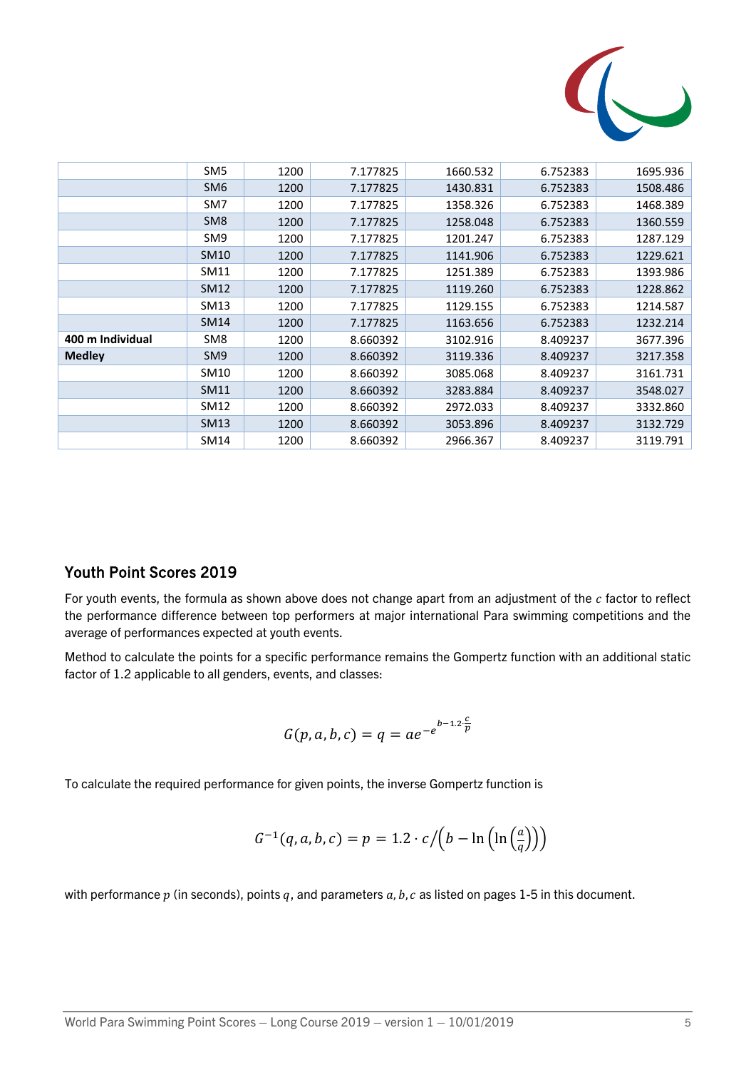| | | | | | | |
|---|---|---|---|---|---|---|
| | SM5 | 1200 | 7.177825 | 1660.532 | 6.752383 | 1695.936 |
| | SM6 | 1200 | 7.177825 | 1430.831 | 6.752383 | 1508.486 |
| | SM7 | 1200 | 7.177825 | 1358.326 | 6.752383 | 1468.389 |
| | SM8 | 1200 | 7.177825 | 1258.048 | 6.752383 | 1360.559 |
| | SM9 | 1200 | 7.177825 | 1201.247 | 6.752383 | 1287.129 |
| | SM10 | 1200 | 7.177825 | 1141.906 | 6.752383 | 1229.621 |
| | SM11 | 1200 | 7.177825 | 1251.389 | 6.752383 | 1393.986 |
| | SM12 | 1200 | 7.177825 | 1119.260 | 6.752383 | 1228.862 |
| | SM13 | 1200 | 7.177825 | 1129.155 | 6.752383 | 1214.587 |
| | SM14 | 1200 | 7.177825 | 1163.656 | 6.752383 | 1232.214 |
| **400 m Individual** | SM8 | 1200 | 8.660392 | 3102.916 | 8.409237 | 3677.396 |
| **Medley** | SM9 | 1200 | 8.660392 | 3119.336 | 8.409237 | 3217.358 |
| | SM10 | 1200 | 8.660392 | 3085.068 | 8.409237 | 3161.731 |
| | SM11 | 1200 | 8.660392 | 3283.884 | 8.409237 | 3548.027 |
| | SM12 | 1200 | 8.660392 | 2972.033 | 8.409237 | 3332.860 |
| | SM13 | 1200 | 8.660392 | 3053.896 | 8.409237 | 3132.729 |
| | SM14 | 1200 | 8.660392 | 2966.367 | 8.409237 | 3119.791 |

## Youth Point Scores 2019

For youth events, the formula as shown above does not change apart from an adjustment of the $c$ factor to reflect the performance difference between top performers at major international Para swimming competitions and the average of performances expected at youth events.

Method to calculate the points for a specific performance remains the Gompertz function with an additional static factor of 1.2 applicable to all genders, events, and classes:

$$G(p, a, b, c) = q = ae^{-e^{b-1.2\cdot\frac{c}{p}}}$$

To calculate the required performance for given points, the inverse Gompertz function is

$$G^{-1}(q, a, b, c) = p = 1.2 \cdot c \Big/ \left(b - \ln\left(\ln\left(\frac{a}{q}\right)\right)\right)$$

with performance $p$ (in seconds), points $q$, and parameters $a, b, c$ as listed on pages 1-5 in this document.